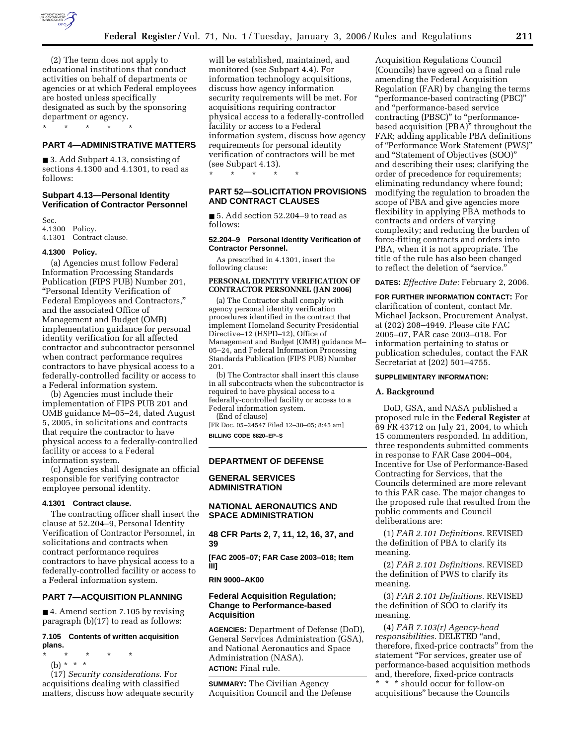(2) The term does not apply to educational institutions that conduct activities on behalf of departments or agencies or at which Federal employees are hosted unless specifically designated as such by the sponsoring department or agency.

\* \* \* \* \*

## PART 4—ADMINISTRATIVE MATTERS

■ 3. Add Subpart 4.13, consisting of sections 4.1300 and 4.1301, to read as follows:

### Subpart 4.13—Personal Identity Verification of Contractor Personnel

Sec.
4.1300 Policy.
4.1301 Contract clause.

#### 4.1300 Policy.

(a) Agencies must follow Federal Information Processing Standards Publication (FIPS PUB) Number 201, "Personal Identity Verification of Federal Employees and Contractors," and the associated Office of Management and Budget (OMB) implementation guidance for personal identity verification for all affected contractor and subcontractor personnel when contract performance requires contractors to have physical access to a federally-controlled facility or access to a Federal information system.

(b) Agencies must include their implementation of FIPS PUB 201 and OMB guidance M–05–24, dated August 5, 2005, in solicitations and contracts that require the contractor to have physical access to a federally-controlled facility or access to a Federal information system.

(c) Agencies shall designate an official responsible for verifying contractor employee personal identity.

#### 4.1301 Contract clause.

The contracting officer shall insert the clause at 52.204–9, Personal Identity Verification of Contractor Personnel, in solicitations and contracts when contract performance requires contractors to have physical access to a federally-controlled facility or access to a Federal information system.

## PART 7—ACQUISITION PLANNING

■ 4. Amend section 7.105 by revising paragraph (b)(17) to read as follows:

#### 7.105 Contents of written acquisition plans.

\* \* \* \* \*

(b) \* \* \*

(17) *Security considerations*. For acquisitions dealing with classified matters, discuss how adequate security will be established, maintained, and monitored (see Subpart 4.4). For information technology acquisitions, discuss how agency information security requirements will be met. For acquisitions requiring contractor physical access to a federally-controlled facility or access to a Federal information system, discuss how agency requirements for personal identity verification of contractors will be met (see Subpart 4.13).

\* \* \* \* \*

## PART 52—SOLICITATION PROVISIONS AND CONTRACT CLAUSES

■ 5. Add section 52.204–9 to read as follows:

#### 52.204–9 Personal Identity Verification of Contractor Personnel.

As prescribed in 4.1301, insert the following clause:

**PERSONAL IDENTITY VERIFICATION OF CONTRACTOR PERSONNEL (JAN 2006)**

(a) The Contractor shall comply with agency personal identity verification procedures identified in the contract that implement Homeland Security Presidential Directive–12 (HSPD–12), Office of Management and Budget (OMB) guidance M–05–24, and Federal Information Processing Standards Publication (FIPS PUB) Number 201.

(b) The Contractor shall insert this clause in all subcontracts when the subcontractor is required to have physical access to a federally-controlled facility or access to a Federal information system.

(End of clause)

[FR Doc. 05–24547 Filed 12–30–05; 8:45 am]

**BILLING CODE 6820–EP–S**

## DEPARTMENT OF DEFENSE

## GENERAL SERVICES ADMINISTRATION

## NATIONAL AERONAUTICS AND SPACE ADMINISTRATION

## 48 CFR Parts 2, 7, 11, 12, 16, 37, and 39

**[FAC 2005–07; FAR Case 2003–018; Item III]**

**RIN 9000–AK00**

## Federal Acquisition Regulation; Change to Performance-based Acquisition

**AGENCIES:** Department of Defense (DoD), General Services Administration (GSA), and National Aeronautics and Space Administration (NASA).

**ACTION:** Final rule.

**SUMMARY:** The Civilian Agency Acquisition Council and the Defense Acquisition Regulations Council (Councils) have agreed on a final rule amending the Federal Acquisition Regulation (FAR) by changing the terms "performance-based contracting (PBC)" and "performance-based service contracting (PBSC)" to "performance-based acquisition (PBA)" throughout the FAR; adding applicable PBA definitions of "Performance Work Statement (PWS)" and "Statement of Objectives (SOO)" and describing their uses; clarifying the order of precedence for requirements; eliminating redundancy where found; modifying the regulation to broaden the scope of PBA and give agencies more flexibility in applying PBA methods to contracts and orders of varying complexity; and reducing the burden of force-fitting contracts and orders into PBA, when it is not appropriate. The title of the rule has also been changed to reflect the deletion of "service."

**DATES:** *Effective Date:* February 2, 2006.

**FOR FURTHER INFORMATION CONTACT:** For clarification of content, contact Mr. Michael Jackson, Procurement Analyst, at (202) 208–4949. Please cite FAC 2005–07, FAR case 2003–018. For information pertaining to status or publication schedules, contact the FAR Secretariat at (202) 501–4755.

**SUPPLEMENTARY INFORMATION:**

### A. Background

DoD, GSA, and NASA published a proposed rule in the **Federal Register** at 69 FR 43712 on July 21, 2004, to which 15 commenters responded. In addition, three respondents submitted comments in response to FAR Case 2004–004, Incentive for Use of Performance-Based Contracting for Services, that the Councils determined are more relevant to this FAR case. The major changes to the proposed rule that resulted from the public comments and Council deliberations are:

(1) *FAR 2.101 Definitions.* REVISED the definition of PBA to clarify its meaning.

(2) *FAR 2.101 Definitions.* REVISED the definition of PWS to clarify its meaning.

(3) *FAR 2.101 Definitions*. REVISED the definition of SOO to clarify its meaning.

(4) *FAR 7.103(r) Agency-head responsibilities.* DELETED "and, therefore, fixed-price contracts" from the statement "For services, greater use of performance-based acquisition methods and, therefore, fixed-price contracts \* \* \* should occur for follow-on acquisitions" because the Councils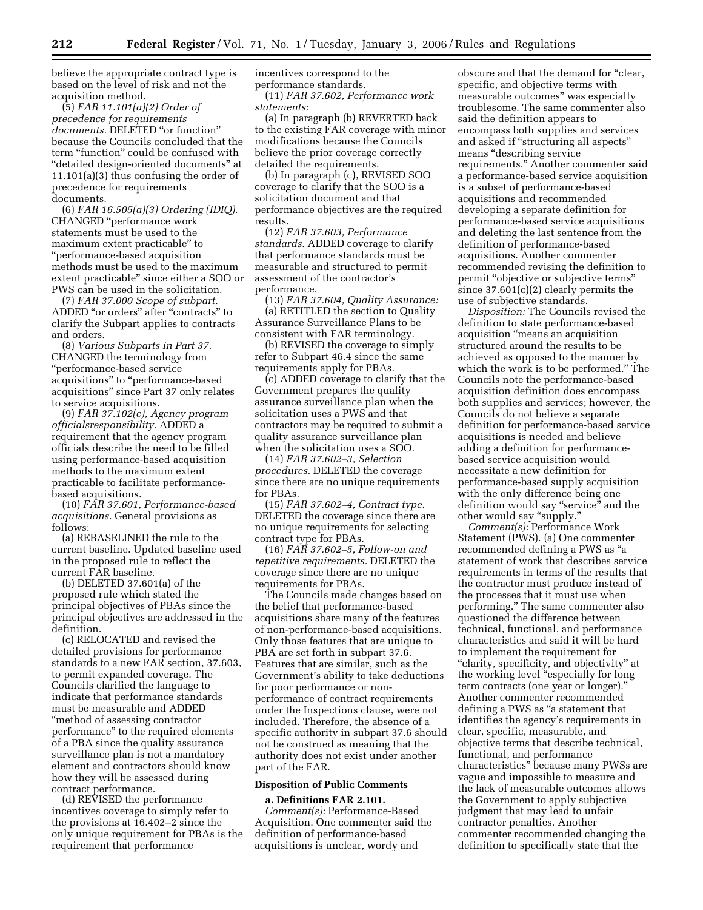believe the appropriate contract type is based on the level of risk and not the acquisition method.

(5) *FAR 11.101(a)(2) Order of precedence for requirements documents.* DELETED "or function" because the Councils concluded that the term "function" could be confused with "detailed design-oriented documents" at 11.101(a)(3) thus confusing the order of precedence for requirements documents.

(6) *FAR 16.505(a)(3) Ordering (IDIQ).* CHANGED "performance work statements must be used to the maximum extent practicable" to "performance-based acquisition methods must be used to the maximum extent practicable" since either a SOO or PWS can be used in the solicitation.

(7) *FAR 37.000 Scope of subpart.* ADDED "or orders" after "contracts" to clarify the Subpart applies to contracts and orders.

(8) *Various Subparts in Part 37.* CHANGED the terminology from "performance-based service acquisitions" to "performance-based acquisitions" since Part 37 only relates to service acquisitions.

(9) *FAR 37.102(e), Agency program officialsresponsibility.* ADDED a requirement that the agency program officials describe the need to be filled using performance-based acquisition methods to the maximum extent practicable to facilitate performance-based acquisitions.

(10) *FAR 37.601, Performance-based acquisitions.* General provisions as follows:

(a) REBASELINED the rule to the current baseline. Updated baseline used in the proposed rule to reflect the current FAR baseline.

(b) DELETED 37.601(a) of the proposed rule which stated the principal objectives of PBAs since the principal objectives are addressed in the definition.

(c) RELOCATED and revised the detailed provisions for performance standards to a new FAR section, 37.603, to permit expanded coverage. The Councils clarified the language to indicate that performance standards must be measurable and ADDED "method of assessing contractor performance" to the required elements of a PBA since the quality assurance surveillance plan is not a mandatory element and contractors should know how they will be assessed during contract performance.

(d) REVISED the performance incentives coverage to simply refer to the provisions at 16.402–2 since the only unique requirement for PBAs is the requirement that performance incentives correspond to the performance standards.

(11) *FAR 37.602, Performance work statements*:

(a) In paragraph (b) REVERTED back to the existing FAR coverage with minor modifications because the Councils believe the prior coverage correctly detailed the requirements.

(b) In paragraph (c), REVISED SOO coverage to clarify that the SOO is a solicitation document and that performance objectives are the required results.

(12) *FAR 37.603, Performance standards.* ADDED coverage to clarify that performance standards must be measurable and structured to permit assessment of the contractor's performance.

(13) *FAR 37.604, Quality Assurance:*

(a) RETITLED the section to Quality Assurance Surveillance Plans to be consistent with FAR terminology.

(b) REVISED the coverage to simply refer to Subpart 46.4 since the same requirements apply for PBAs.

(c) ADDED coverage to clarify that the Government prepares the quality assurance surveillance plan when the solicitation uses a PWS and that contractors may be required to submit a quality assurance surveillance plan when the solicitation uses a SOO.

(14) *FAR 37.602–3, Selection procedures.* DELETED the coverage since there are no unique requirements for PBAs.

(15) *FAR 37.602–4, Contract type.* DELETED the coverage since there are no unique requirements for selecting contract type for PBAs.

(16) *FAR 37.602–5, Follow-on and repetitive requirements.* DELETED the coverage since there are no unique requirements for PBAs.

The Councils made changes based on the belief that performance-based acquisitions share many of the features of non-performance-based acquisitions. Only those features that are unique to PBA are set forth in subpart 37.6. Features that are similar, such as the Government's ability to take deductions for poor performance or non-performance of contract requirements under the Inspections clause, were not included. Therefore, the absence of a specific authority in subpart 37.6 should not be construed as meaning that the authority does not exist under another part of the FAR.

## Disposition of Public Comments

**a. Definitions FAR 2.101.**

*Comment(s):* Performance-Based Acquisition. One commenter said the definition of performance-based acquisitions is unclear, wordy and obscure and that the demand for "clear, specific, and objective terms with measurable outcomes" was especially troublesome. The same commenter also said the definition appears to encompass both supplies and services and asked if "structuring all aspects" means "describing service requirements." Another commenter said a performance-based service acquisition is a subset of performance-based acquisitions and recommended developing a separate definition for performance-based service acquisitions and deleting the last sentence from the definition of performance-based acquisitions. Another commenter recommended revising the definition to permit "objective or subjective terms" since 37.601(c)(2) clearly permits the use of subjective standards.

*Disposition:* The Councils revised the definition to state performance-based acquisition "means an acquisition structured around the results to be achieved as opposed to the manner by which the work is to be performed." The Councils note the performance-based acquisition definition does encompass both supplies and services; however, the Councils do not believe a separate definition for performance-based service acquisitions is needed and believe adding a definition for performance-based service acquisition would necessitate a new definition for performance-based supply acquisition with the only difference being one definition would say "service" and the other would say "supply."

*Comment(s):* Performance Work Statement (PWS). (a) One commenter recommended defining a PWS as "a statement of work that describes service requirements in terms of the results that the contractor must produce instead of the processes that it must use when performing." The same commenter also questioned the difference between technical, functional, and performance characteristics and said it will be hard to implement the requirement for "clarity, specificity, and objectivity" at the working level "especially for long term contracts (one year or longer)." Another commenter recommended defining a PWS as "a statement that identifies the agency's requirements in clear, specific, measurable, and objective terms that describe technical, functional, and performance characteristics" because many PWSs are vague and impossible to measure and the lack of measurable outcomes allows the Government to apply subjective judgment that may lead to unfair contractor penalties. Another commenter recommended changing the definition to specifically state that the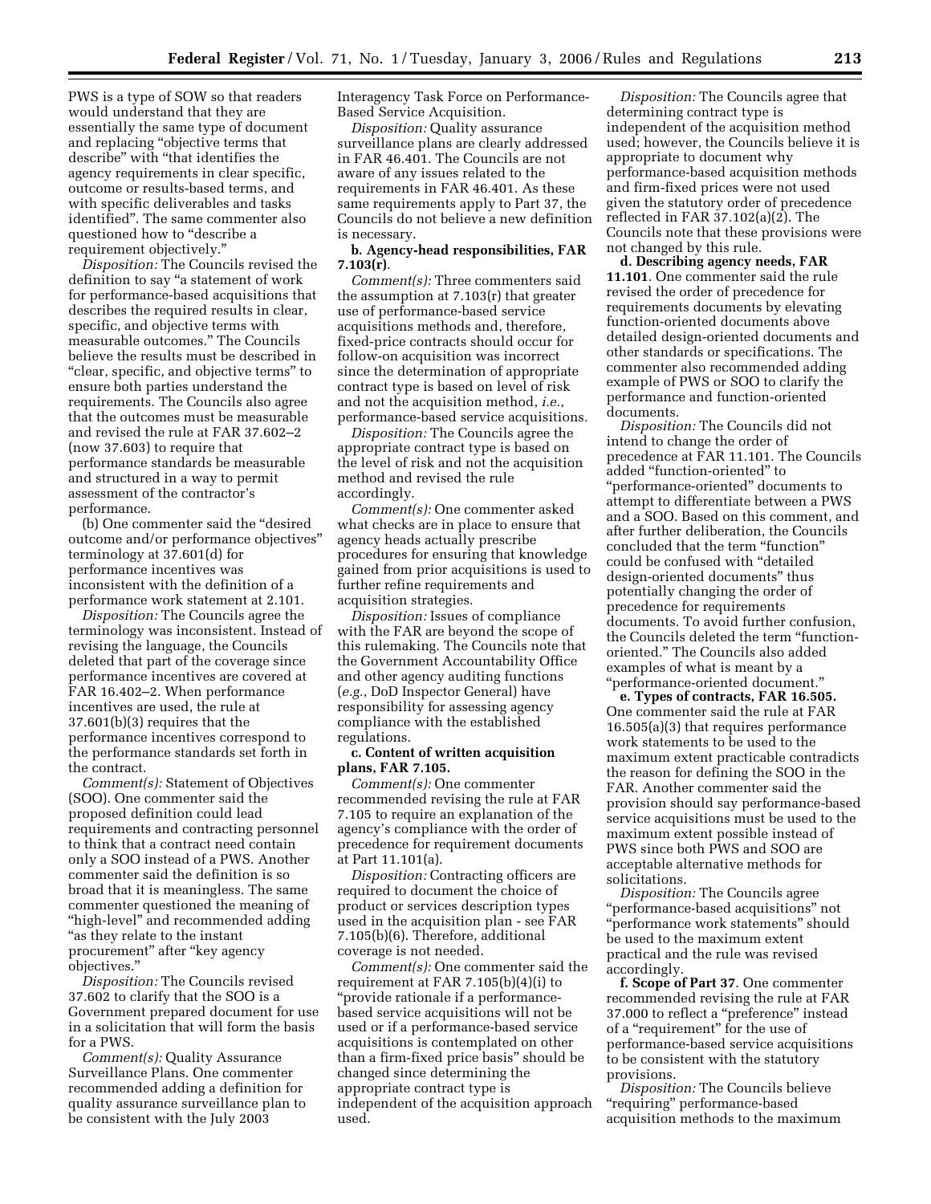PWS is a type of SOW so that readers would understand that they are essentially the same type of document and replacing "objective terms that describe" with "that identifies the agency requirements in clear specific, outcome or results-based terms, and with specific deliverables and tasks identified". The same commenter also questioned how to "describe a requirement objectively."

*Disposition:* The Councils revised the definition to say "a statement of work for performance-based acquisitions that describes the required results in clear, specific, and objective terms with measurable outcomes." The Councils believe the results must be described in "clear, specific, and objective terms" to ensure both parties understand the requirements. The Councils also agree that the outcomes must be measurable and revised the rule at FAR 37.602–2 (now 37.603) to require that performance standards be measurable and structured in a way to permit assessment of the contractor's performance.

(b) One commenter said the "desired outcome and/or performance objectives" terminology at 37.601(d) for performance incentives was inconsistent with the definition of a performance work statement at 2.101.

*Disposition:* The Councils agree the terminology was inconsistent. Instead of revising the language, the Councils deleted that part of the coverage since performance incentives are covered at FAR 16.402–2. When performance incentives are used, the rule at 37.601(b)(3) requires that the performance incentives correspond to the performance standards set forth in the contract.

*Comment(s):* Statement of Objectives (SOO). One commenter said the proposed definition could lead requirements and contracting personnel to think that a contract need contain only a SOO instead of a PWS. Another commenter said the definition is so broad that it is meaningless. The same commenter questioned the meaning of "high-level" and recommended adding "as they relate to the instant procurement" after "key agency objectives."

*Disposition:* The Councils revised 37.602 to clarify that the SOO is a Government prepared document for use in a solicitation that will form the basis for a PWS.

*Comment(s):* Quality Assurance Surveillance Plans. One commenter recommended adding a definition for quality assurance surveillance plan to be consistent with the July 2003 Interagency Task Force on Performance-Based Service Acquisition.

*Disposition:* Quality assurance surveillance plans are clearly addressed in FAR 46.401. The Councils are not aware of any issues related to the requirements in FAR 46.401. As these same requirements apply to Part 37, the Councils do not believe a new definition is necessary.

**b. Agency-head responsibilities, FAR 7.103(r)**.

*Comment(s):* Three commenters said the assumption at 7.103(r) that greater use of performance-based service acquisitions methods and, therefore, fixed-price contracts should occur for follow-on acquisition was incorrect since the determination of appropriate contract type is based on level of risk and not the acquisition method, *i.e.*, performance-based service acquisitions.

*Disposition:* The Councils agree the appropriate contract type is based on the level of risk and not the acquisition method and revised the rule accordingly.

*Comment(s):* One commenter asked what checks are in place to ensure that agency heads actually prescribe procedures for ensuring that knowledge gained from prior acquisitions is used to further refine requirements and acquisition strategies.

*Disposition:* Issues of compliance with the FAR are beyond the scope of this rulemaking. The Councils note that the Government Accountability Office and other agency auditing functions (*e.g.*, DoD Inspector General) have responsibility for assessing agency compliance with the established regulations.

**c. Content of written acquisition plans, FAR 7.105.**

*Comment(s):* One commenter recommended revising the rule at FAR 7.105 to require an explanation of the agency's compliance with the order of precedence for requirement documents at Part 11.101(a).

*Disposition:* Contracting officers are required to document the choice of product or services description types used in the acquisition plan - see FAR 7.105(b)(6). Therefore, additional coverage is not needed.

*Comment(s):* One commenter said the requirement at FAR 7.105(b)(4)(i) to "provide rationale if a performance-based service acquisitions will not be used or if a performance-based service acquisitions is contemplated on other than a firm-fixed price basis" should be changed since determining the appropriate contract type is independent of the acquisition approach used.

*Disposition:* The Councils agree that determining contract type is independent of the acquisition method used; however, the Councils believe it is appropriate to document why performance-based acquisition methods and firm-fixed prices were not used given the statutory order of precedence reflected in FAR 37.102(a)(2). The Councils note that these provisions were not changed by this rule.

**d. Describing agency needs, FAR 11.101**. One commenter said the rule revised the order of precedence for requirements documents by elevating function-oriented documents above detailed design-oriented documents and other standards or specifications. The commenter also recommended adding example of PWS or SOO to clarify the performance and function-oriented documents.

*Disposition:* The Councils did not intend to change the order of precedence at FAR 11.101. The Councils added "function-oriented" to "performance-oriented" documents to attempt to differentiate between a PWS and a SOO. Based on this comment, and after further deliberation, the Councils concluded that the term "function" could be confused with "detailed design-oriented documents" thus potentially changing the order of precedence for requirements documents. To avoid further confusion, the Councils deleted the term "function-oriented." The Councils also added examples of what is meant by a "performance-oriented document."

**e. Types of contracts, FAR 16.505.** One commenter said the rule at FAR 16.505(a)(3) that requires performance work statements to be used to the maximum extent practicable contradicts the reason for defining the SOO in the FAR. Another commenter said the provision should say performance-based service acquisitions must be used to the maximum extent possible instead of PWS since both PWS and SOO are acceptable alternative methods for solicitations.

*Disposition:* The Councils agree "performance-based acquisitions" not "performance work statements" should be used to the maximum extent practical and the rule was revised accordingly.

**f. Scope of Part 37**. One commenter recommended revising the rule at FAR 37.000 to reflect a "preference" instead of a "requirement" for the use of performance-based service acquisitions to be consistent with the statutory provisions.

*Disposition:* The Councils believe "requiring" performance-based acquisition methods to the maximum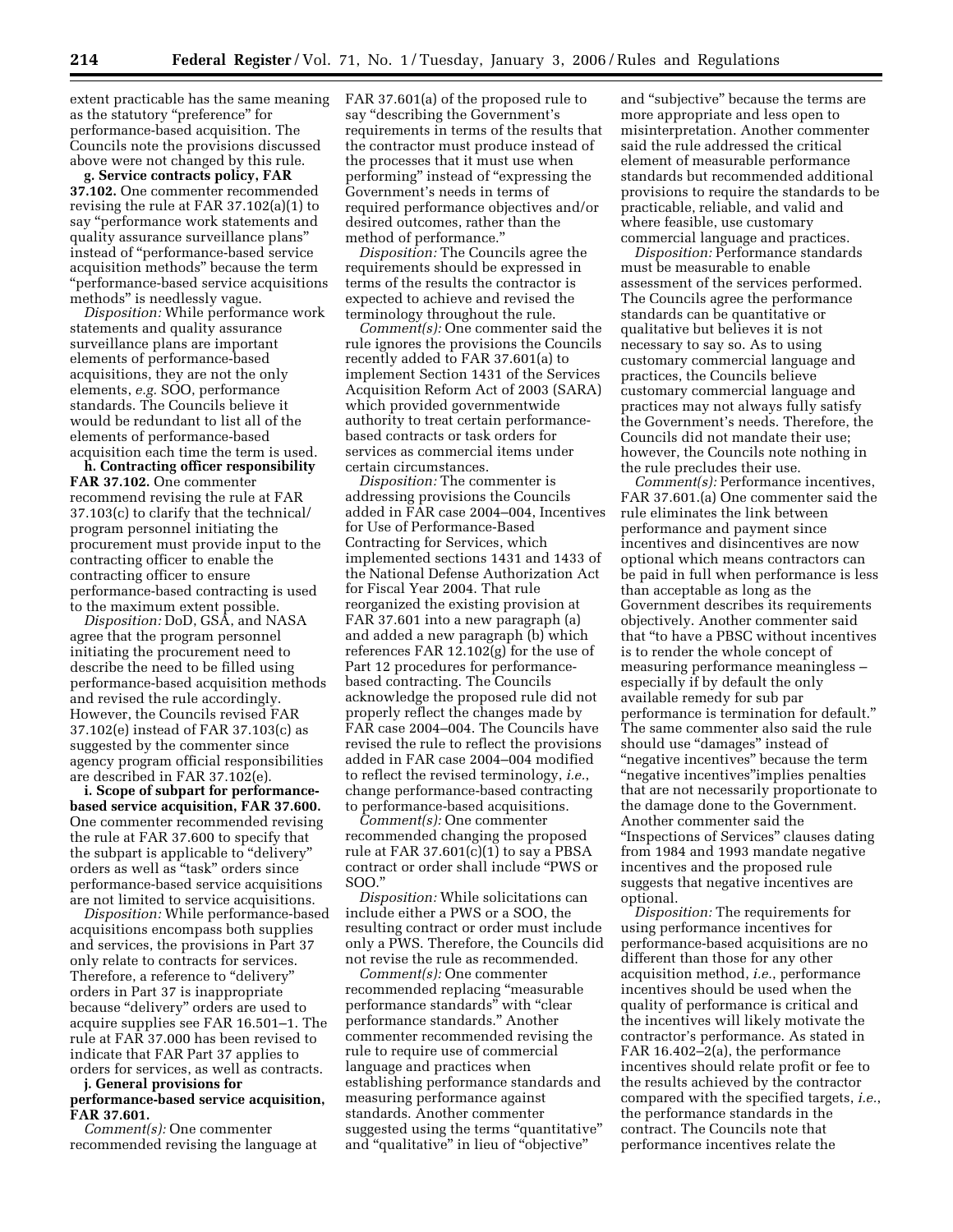extent practicable has the same meaning as the statutory "preference" for performance-based acquisition. The Councils note the provisions discussed above were not changed by this rule.

**g. Service contracts policy, FAR 37.102.** One commenter recommended revising the rule at FAR 37.102(a)(1) to say "performance work statements and quality assurance surveillance plans" instead of "performance-based service acquisition methods" because the term "performance-based service acquisitions methods" is needlessly vague.

*Disposition:* While performance work statements and quality assurance surveillance plans are important elements of performance-based acquisitions, they are not the only elements, *e.g.* SOO, performance standards. The Councils believe it would be redundant to list all of the elements of performance-based acquisition each time the term is used.

**h. Contracting officer responsibility FAR 37.102.** One commenter recommend revising the rule at FAR 37.103(c) to clarify that the technical/program personnel initiating the procurement must provide input to the contracting officer to enable the contracting officer to ensure performance-based contracting is used to the maximum extent possible.

*Disposition:* DoD, GSA, and NASA agree that the program personnel initiating the procurement need to describe the need to be filled using performance-based acquisition methods and revised the rule accordingly. However, the Councils revised FAR 37.102(e) instead of FAR 37.103(c) as suggested by the commenter since agency program official responsibilities are described in FAR 37.102(e).

**i. Scope of subpart for performance-based service acquisition, FAR 37.600.** One commenter recommended revising the rule at FAR 37.600 to specify that the subpart is applicable to "delivery" orders as well as "task" orders since performance-based service acquisitions are not limited to service acquisitions.

*Disposition:* While performance-based acquisitions encompass both supplies and services, the provisions in Part 37 only relate to contracts for services. Therefore, a reference to "delivery" orders in Part 37 is inappropriate because "delivery" orders are used to acquire supplies see FAR 16.501–1. The rule at FAR 37.000 has been revised to indicate that FAR Part 37 applies to orders for services, as well as contracts.

**j. General provisions for performance-based service acquisition, FAR 37.601.**

*Comment(s):* One commenter recommended revising the language at FAR 37.601(a) of the proposed rule to say "describing the Government's requirements in terms of the results that the contractor must produce instead of the processes that it must use when performing" instead of "expressing the Government's needs in terms of required performance objectives and/or desired outcomes, rather than the method of performance."

*Disposition:* The Councils agree the requirements should be expressed in terms of the results the contractor is expected to achieve and revised the terminology throughout the rule.

*Comment(s):* One commenter said the rule ignores the provisions the Councils recently added to FAR 37.601(a) to implement Section 1431 of the Services Acquisition Reform Act of 2003 (SARA) which provided governmentwide authority to treat certain performance-based contracts or task orders for services as commercial items under certain circumstances.

*Disposition:* The commenter is addressing provisions the Councils added in FAR case 2004–004, Incentives for Use of Performance-Based Contracting for Services, which implemented sections 1431 and 1433 of the National Defense Authorization Act for Fiscal Year 2004. That rule reorganized the existing provision at FAR 37.601 into a new paragraph (a) and added a new paragraph (b) which references FAR 12.102(g) for the use of Part 12 procedures for performance-based contracting. The Councils acknowledge the proposed rule did not properly reflect the changes made by FAR case 2004–004. The Councils have revised the rule to reflect the provisions added in FAR case 2004–004 modified to reflect the revised terminology, *i.e.*, change performance-based contracting to performance-based acquisitions.

*Comment(s):* One commenter recommended changing the proposed rule at FAR 37.601(c)(1) to say a PBSA contract or order shall include "PWS or SOO."

*Disposition:* While solicitations can include either a PWS or a SOO, the resulting contract or order must include only a PWS. Therefore, the Councils did not revise the rule as recommended.

*Comment(s):* One commenter recommended replacing "measurable performance standards" with "clear performance standards." Another commenter recommended revising the rule to require use of commercial language and practices when establishing performance standards and measuring performance against standards. Another commenter suggested using the terms "quantitative" and "qualitative" in lieu of "objective" and "subjective" because the terms are more appropriate and less open to misinterpretation. Another commenter said the rule addressed the critical element of measurable performance standards but recommended additional provisions to require the standards to be practicable, reliable, and valid and where feasible, use customary commercial language and practices.

*Disposition:* Performance standards must be measurable to enable assessment of the services performed. The Councils agree the performance standards can be quantitative or qualitative but believes it is not necessary to say so. As to using customary commercial language and practices, the Councils believe customary commercial language and practices may not always fully satisfy the Government's needs. Therefore, the Councils did not mandate their use; however, the Councils note nothing in the rule precludes their use.

*Comment(s):* Performance incentives, FAR 37.601.(a) One commenter said the rule eliminates the link between performance and payment since incentives and disincentives are now optional which means contractors can be paid in full when performance is less than acceptable as long as the Government describes its requirements objectively. Another commenter said that "to have a PBSC without incentives is to render the whole concept of measuring performance meaningless – especially if by default the only available remedy for sub par performance is termination for default." The same commenter also said the rule should use "damages" instead of "negative incentives" because the term "negative incentives"implies penalties that are not necessarily proportionate to the damage done to the Government. Another commenter said the "Inspections of Services" clauses dating from 1984 and 1993 mandate negative incentives and the proposed rule suggests that negative incentives are optional.

*Disposition:* The requirements for using performance incentives for performance-based acquisitions are no different than those for any other acquisition method, *i.e.*, performance incentives should be used when the quality of performance is critical and the incentives will likely motivate the contractor's performance. As stated in FAR 16.402–2(a), the performance incentives should relate profit or fee to the results achieved by the contractor compared with the specified targets, *i.e.*, the performance standards in the contract. The Councils note that performance incentives relate the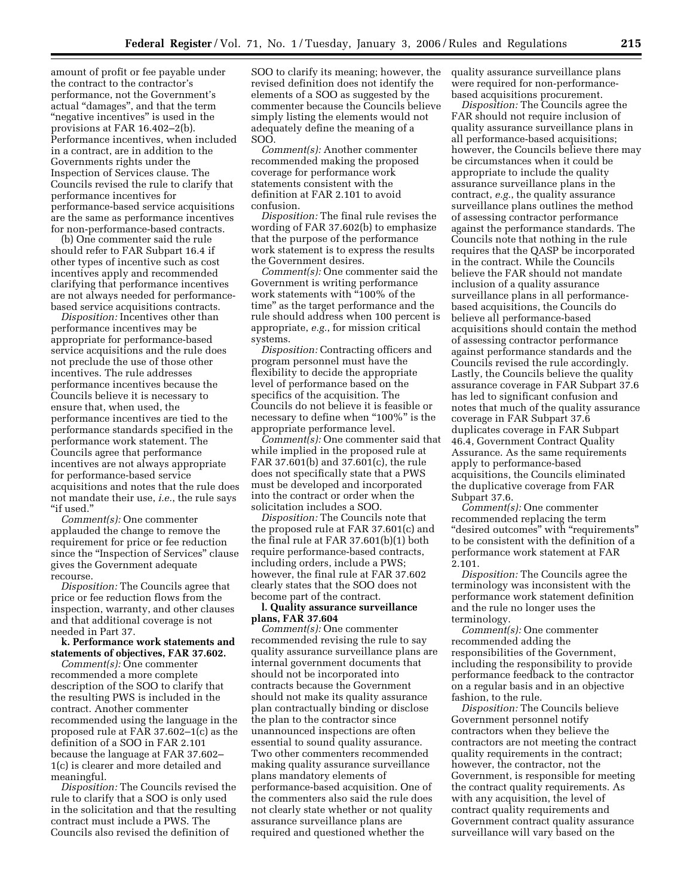amount of profit or fee payable under the contract to the contractor's performance, not the Government's actual "damages", and that the term "negative incentives" is used in the provisions at FAR 16.402–2(b). Performance incentives, when included in a contract, are in addition to the Governments rights under the Inspection of Services clause. The Councils revised the rule to clarify that performance incentives for performance-based service acquisitions are the same as performance incentives for non-performance-based contracts.

(b) One commenter said the rule should refer to FAR Subpart 16.4 if other types of incentive such as cost incentives apply and recommended clarifying that performance incentives are not always needed for performance-based service acquisitions contracts.

*Disposition:* Incentives other than performance incentives may be appropriate for performance-based service acquisitions and the rule does not preclude the use of those other incentives. The rule addresses performance incentives because the Councils believe it is necessary to ensure that, when used, the performance incentives are tied to the performance standards specified in the performance work statement. The Councils agree that performance incentives are not always appropriate for performance-based service acquisitions and notes that the rule does not mandate their use, *i.e.*, the rule says "if used."

*Comment(s):* One commenter applauded the change to remove the requirement for price or fee reduction since the "Inspection of Services" clause gives the Government adequate recourse.

*Disposition:* The Councils agree that price or fee reduction flows from the inspection, warranty, and other clauses and that additional coverage is not needed in Part 37.

**k. Performance work statements and statements of objectives, FAR 37.602.**

*Comment(s):* One commenter recommended a more complete description of the SOO to clarify that the resulting PWS is included in the contract. Another commenter recommended using the language in the proposed rule at FAR 37.602–1(c) as the definition of a SOO in FAR 2.101 because the language at FAR 37.602–1(c) is clearer and more detailed and meaningful.

*Disposition:* The Councils revised the rule to clarify that a SOO is only used in the solicitation and that the resulting contract must include a PWS. The Councils also revised the definition of SOO to clarify its meaning; however, the revised definition does not identify the elements of a SOO as suggested by the commenter because the Councils believe simply listing the elements would not adequately define the meaning of a SOO.

*Comment(s):* Another commenter recommended making the proposed coverage for performance work statements consistent with the definition at FAR 2.101 to avoid confusion.

*Disposition:* The final rule revises the wording of FAR 37.602(b) to emphasize that the purpose of the performance work statement is to express the results the Government desires.

*Comment(s):* One commenter said the Government is writing performance work statements with "100% of the time" as the target performance and the rule should address when 100 percent is appropriate, *e.g.*, for mission critical systems.

*Disposition:* Contracting officers and program personnel must have the flexibility to decide the appropriate level of performance based on the specifics of the acquisition. The Councils do not believe it is feasible or necessary to define when "100%" is the appropriate performance level.

*Comment(s):* One commenter said that while implied in the proposed rule at FAR 37.601(b) and 37.601(c), the rule does not specifically state that a PWS must be developed and incorporated into the contract or order when the solicitation includes a SOO.

*Disposition:* The Councils note that the proposed rule at FAR 37.601(c) and the final rule at FAR 37.601(b)(1) both require performance-based contracts, including orders, include a PWS; however, the final rule at FAR 37.602 clearly states that the SOO does not become part of the contract.

**l. Quality assurance surveillance plans, FAR 37.604**

*Comment(s):* One commenter recommended revising the rule to say quality assurance surveillance plans are internal government documents that should not be incorporated into contracts because the Government should not make its quality assurance plan contractually binding or disclose the plan to the contractor since unannounced inspections are often essential to sound quality assurance. Two other commenters recommended making quality assurance surveillance plans mandatory elements of performance-based acquisition. One of the commenters also said the rule does not clearly state whether or not quality assurance surveillance plans are required and questioned whether the quality assurance surveillance plans were required for non-performance-based acquisitions procurement.

*Disposition:* The Councils agree the FAR should not require inclusion of quality assurance surveillance plans in all performance-based acquisitions; however, the Councils believe there may be circumstances when it could be appropriate to include the quality assurance surveillance plans in the contract, *e.g.*, the quality assurance surveillance plans outlines the method of assessing contractor performance against the performance standards. The Councils note that nothing in the rule requires that the QASP be incorporated in the contract. While the Councils believe the FAR should not mandate inclusion of a quality assurance surveillance plans in all performance-based acquisitions, the Councils do believe all performance-based acquisitions should contain the method of assessing contractor performance against performance standards and the Councils revised the rule accordingly. Lastly, the Councils believe the quality assurance coverage in FAR Subpart 37.6 has led to significant confusion and notes that much of the quality assurance coverage in FAR Subpart 37.6 duplicates coverage in FAR Subpart 46.4, Government Contract Quality Assurance. As the same requirements apply to performance-based acquisitions, the Councils eliminated the duplicative coverage from FAR Subpart 37.6.

*Comment(s):* One commenter recommended replacing the term "desired outcomes" with "requirements" to be consistent with the definition of a performance work statement at FAR 2.101.

*Disposition:* The Councils agree the terminology was inconsistent with the performance work statement definition and the rule no longer uses the terminology.

*Comment(s):* One commenter recommended adding the responsibilities of the Government, including the responsibility to provide performance feedback to the contractor on a regular basis and in an objective fashion, to the rule.

*Disposition:* The Councils believe Government personnel notify contractors when they believe the contractors are not meeting the contract quality requirements in the contract; however, the contractor, not the Government, is responsible for meeting the contract quality requirements. As with any acquisition, the level of contract quality requirements and Government contract quality assurance surveillance will vary based on the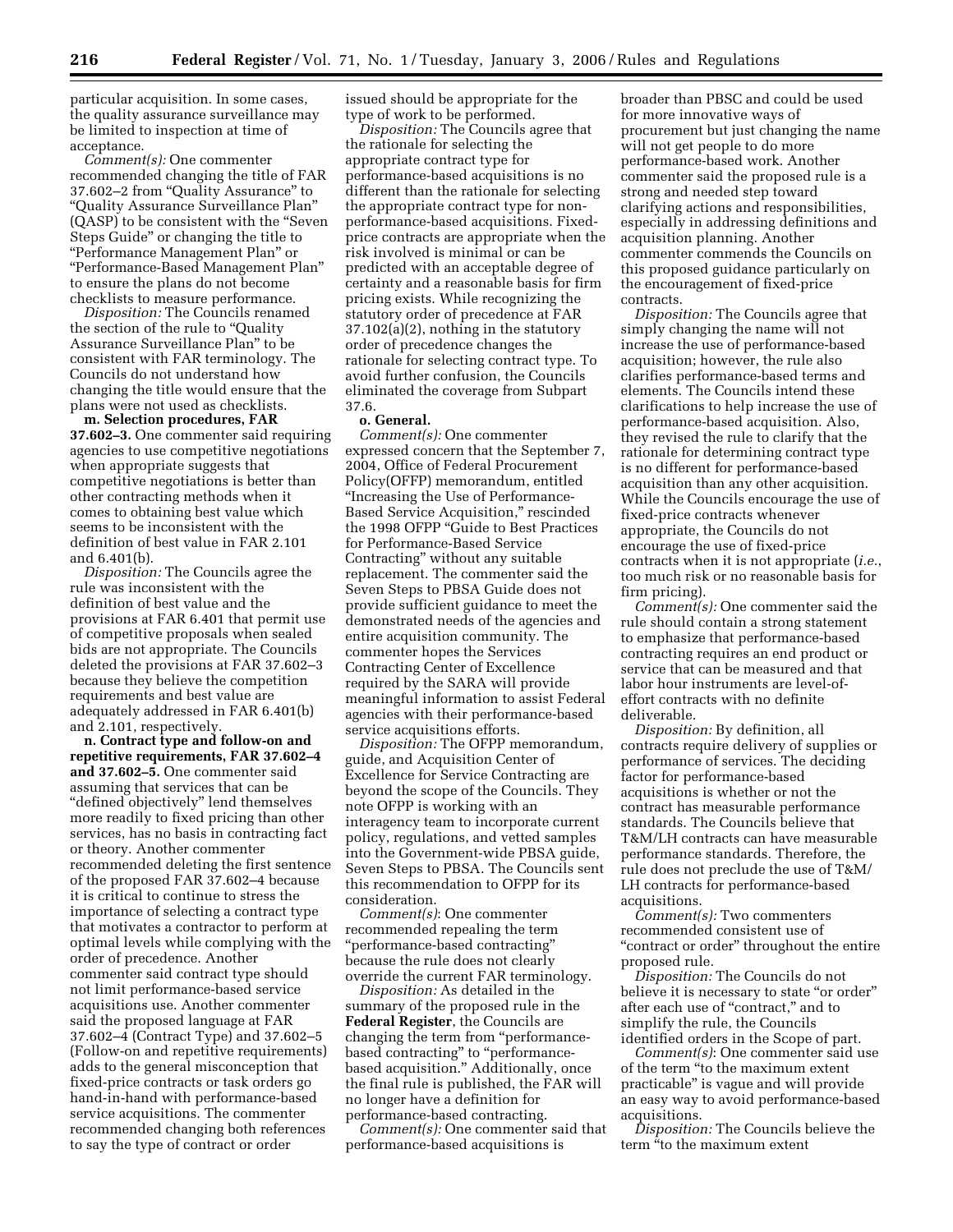particular acquisition. In some cases, the quality assurance surveillance may be limited to inspection at time of acceptance.

*Comment(s):* One commenter recommended changing the title of FAR 37.602–2 from "Quality Assurance" to "Quality Assurance Surveillance Plan" (QASP) to be consistent with the "Seven Steps Guide" or changing the title to "Performance Management Plan" or "Performance-Based Management Plan" to ensure the plans do not become checklists to measure performance.

*Disposition:* The Councils renamed the section of the rule to "Quality Assurance Surveillance Plan" to be consistent with FAR terminology. The Councils do not understand how changing the title would ensure that the plans were not used as checklists.

**m. Selection procedures, FAR 37.602–3.** One commenter said requiring agencies to use competitive negotiations when appropriate suggests that competitive negotiations is better than other contracting methods when it comes to obtaining best value which seems to be inconsistent with the definition of best value in FAR 2.101 and 6.401(b).

*Disposition:* The Councils agree the rule was inconsistent with the definition of best value and the provisions at FAR 6.401 that permit use of competitive proposals when sealed bids are not appropriate. The Councils deleted the provisions at FAR 37.602–3 because they believe the competition requirements and best value are adequately addressed in FAR 6.401(b) and 2.101, respectively.

**n. Contract type and follow-on and repetitive requirements, FAR 37.602–4 and 37.602–5.** One commenter said assuming that services that can be "defined objectively" lend themselves more readily to fixed pricing than other services, has no basis in contracting fact or theory. Another commenter recommended deleting the first sentence of the proposed FAR 37.602–4 because it is critical to continue to stress the importance of selecting a contract type that motivates a contractor to perform at optimal levels while complying with the order of precedence. Another commenter said contract type should not limit performance-based service acquisitions use. Another commenter said the proposed language at FAR 37.602–4 (Contract Type) and 37.602–5 (Follow-on and repetitive requirements) adds to the general misconception that fixed-price contracts or task orders go hand-in-hand with performance-based service acquisitions. The commenter recommended changing both references to say the type of contract or order issued should be appropriate for the type of work to be performed.

*Disposition:* The Councils agree that the rationale for selecting the appropriate contract type for performance-based acquisitions is no different than the rationale for selecting the appropriate contract type for non-performance-based acquisitions. Fixed-price contracts are appropriate when the risk involved is minimal or can be predicted with an acceptable degree of certainty and a reasonable basis for firm pricing exists. While recognizing the statutory order of precedence at FAR 37.102(a)(2), nothing in the statutory order of precedence changes the rationale for selecting contract type. To avoid further confusion, the Councils eliminated the coverage from Subpart 37.6.

**o. General.**

*Comment(s):* One commenter expressed concern that the September 7, 2004, Office of Federal Procurement Policy(OFPP) memorandum, entitled "Increasing the Use of Performance-Based Service Acquisition," rescinded the 1998 OFPP "Guide to Best Practices for Performance-Based Service Contracting" without any suitable replacement. The commenter said the Seven Steps to PBSA Guide does not provide sufficient guidance to meet the demonstrated needs of the agencies and entire acquisition community. The commenter hopes the Services Contracting Center of Excellence required by the SARA will provide meaningful information to assist Federal agencies with their performance-based service acquisitions efforts.

*Disposition:* The OFPP memorandum, guide, and Acquisition Center of Excellence for Service Contracting are beyond the scope of the Councils. They note OFPP is working with an interagency team to incorporate current policy, regulations, and vetted samples into the Government-wide PBSA guide, Seven Steps to PBSA. The Councils sent this recommendation to OFPP for its consideration.

*Comment(s)*: One commenter recommended repealing the term "performance-based contracting" because the rule does not clearly override the current FAR terminology.

*Disposition:* As detailed in the summary of the proposed rule in the **Federal Register**, the Councils are changing the term from "performance-based contracting" to "performance-based acquisition." Additionally, once the final rule is published, the FAR will no longer have a definition for performance-based contracting.

*Comment(s):* One commenter said that performance-based acquisitions is broader than PBSC and could be used for more innovative ways of procurement but just changing the name will not get people to do more performance-based work. Another commenter said the proposed rule is a strong and needed step toward clarifying actions and responsibilities, especially in addressing definitions and acquisition planning. Another commenter commends the Councils on this proposed guidance particularly on the encouragement of fixed-price contracts.

*Disposition:* The Councils agree that simply changing the name will not increase the use of performance-based acquisition; however, the rule also clarifies performance-based terms and elements. The Councils intend these clarifications to help increase the use of performance-based acquisition. Also, they revised the rule to clarify that the rationale for determining contract type is no different for performance-based acquisition than any other acquisition. While the Councils encourage the use of fixed-price contracts whenever appropriate, the Councils do not encourage the use of fixed-price contracts when it is not appropriate (*i.e.*, too much risk or no reasonable basis for firm pricing).

*Comment(s):* One commenter said the rule should contain a strong statement to emphasize that performance-based contracting requires an end product or service that can be measured and that labor hour instruments are level-of-effort contracts with no definite deliverable.

*Disposition:* By definition, all contracts require delivery of supplies or performance of services. The deciding factor for performance-based acquisitions is whether or not the contract has measurable performance standards. The Councils believe that T&M/LH contracts can have measurable performance standards. Therefore, the rule does not preclude the use of T&M/LH contracts for performance-based acquisitions.

*Comment(s):* Two commenters recommended consistent use of "contract or order" throughout the entire proposed rule.

*Disposition:* The Councils do not believe it is necessary to state "or order" after each use of "contract," and to simplify the rule, the Councils identified orders in the Scope of part.

*Comment(s)*: One commenter said use of the term "to the maximum extent practicable" is vague and will provide an easy way to avoid performance-based acquisitions.

*Disposition:* The Councils believe the term "to the maximum extent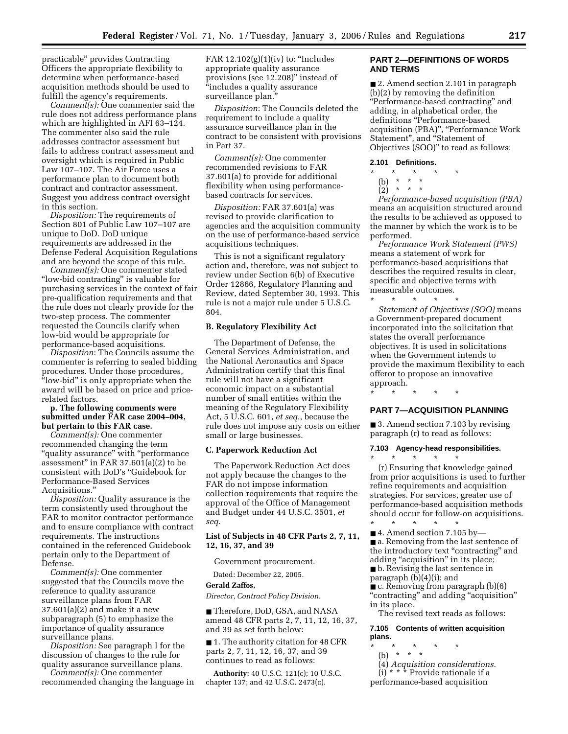practicable" provides Contracting Officers the appropriate flexibility to determine when performance-based acquisition methods should be used to fulfill the agency's requirements.

*Comment(s):* One commenter said the rule does not address performance plans which are highlighted in AFI 63–124. The commenter also said the rule addresses contractor assessment but fails to address contract assessment and oversight which is required in Public Law 107–107. The Air Force uses a performance plan to document both contract and contractor assessment. Suggest you address contract oversight in this section.

*Disposition:* The requirements of Section 801 of Public Law 107–107 are unique to DoD. DoD unique requirements are addressed in the Defense Federal Acquisition Regulations and are beyond the scope of this rule.

*Comment(s):* One commenter stated "low-bid contracting" is valuable for purchasing services in the context of fair pre-qualification requirements and that the rule does not clearly provide for the two-step process. The commenter requested the Councils clarify when low-bid would be appropriate for performance-based acquisitions.

*Disposition*: The Councils assume the commenter is referring to sealed bidding procedures. Under those procedures, "low-bid" is only appropriate when the award will be based on price and price-related factors.

**p. The following comments were submitted under FAR case 2004–004, but pertain to this FAR case.**

*Comment(s):* One commenter recommended changing the term "quality assurance" with "performance assessment" in FAR 37.601(a)(2) to be consistent with DoD's "Guidebook for Performance-Based Services Acquisitions."

*Disposition:* Quality assurance is the term consistently used throughout the FAR to monitor contractor performance and to ensure compliance with contract requirements. The instructions contained in the referenced Guidebook pertain only to the Department of Defense.

*Comment(s):* One commenter suggested that the Councils move the reference to quality assurance surveillance plans from FAR 37.601(a)(2) and make it a new subparagraph (5) to emphasize the importance of quality assurance surveillance plans.

*Disposition:* See paragraph l for the discussion of changes to the rule for quality assurance surveillance plans.

*Comment(s):* One commenter recommended changing the language in FAR 12.102(g)(1)(iv) to: "Includes appropriate quality assurance provisions (see 12.208)" instead of "includes a quality assurance surveillance plan."

*Disposition*: The Councils deleted the requirement to include a quality assurance surveillance plan in the contract to be consistent with provisions in Part 37.

*Comment(s):* One commenter recommended revisions to FAR 37.601(a) to provide for additional flexibility when using performance-based contracts for services.

*Disposition:* FAR 37.601(a) was revised to provide clarification to agencies and the acquisition community on the use of performance-based service acquisitions techniques.

This is not a significant regulatory action and, therefore, was not subject to review under Section 6(b) of Executive Order 12866, Regulatory Planning and Review, dated September 30, 1993. This rule is not a major rule under 5 U.S.C. 804.

### B. Regulatory Flexibility Act

The Department of Defense, the General Services Administration, and the National Aeronautics and Space Administration certify that this final rule will not have a significant economic impact on a substantial number of small entities within the meaning of the Regulatory Flexibility Act, 5 U.S.C. 601, *et seq.*, because the rule does not impose any costs on either small or large businesses.

### C. Paperwork Reduction Act

The Paperwork Reduction Act does not apply because the changes to the FAR do not impose information collection requirements that require the approval of the Office of Management and Budget under 44 U.S.C. 3501, *et seq.*

### List of Subjects in 48 CFR Parts 2, 7, 11, 12, 16, 37, and 39

Government procurement.

Dated: December 22, 2005.

**Gerald Zaffos,**

*Director, Contract Policy Division.*

■ Therefore, DoD, GSA, and NASA amend 48 CFR parts 2, 7, 11, 12, 16, 37, and 39 as set forth below:

■ 1. The authority citation for 48 CFR parts 2, 7, 11, 12, 16, 37, and 39 continues to read as follows:

**Authority:** 40 U.S.C. 121(c); 10 U.S.C. chapter 137; and 42 U.S.C. 2473(c).

## PART 2—DEFINITIONS OF WORDS AND TERMS

■ 2. Amend section 2.101 in paragraph (b)(2) by removing the definition "Performance-based contracting" and adding, in alphabetical order, the definitions "Performance-based acquisition (PBA)", "Performance Work Statement", and "Statement of Objectives (SOO)" to read as follows:

#### 2.101 Definitions.

\* \* \* \* \*

(b) \* \* \*

(2) \* \* \*

*Performance-based acquisition (PBA)* means an acquisition structured around the results to be achieved as opposed to the manner by which the work is to be performed.

*Performance Work Statement (PWS)* means a statement of work for performance-based acquisitions that describes the required results in clear, specific and objective terms with measurable outcomes.

\* \* \* \* \*

*Statement of Objectives (SOO)* means a Government-prepared document incorporated into the solicitation that states the overall performance objectives. It is used in solicitations when the Government intends to provide the maximum flexibility to each offeror to propose an innovative approach.

\* \* \* \* \*

## PART 7—ACQUISITION PLANNING

■ 3. Amend section 7.103 by revising paragraph (r) to read as follows:

#### 7.103 Agency-head responsibilities.

\* \* \* \* \*

(r) Ensuring that knowledge gained from prior acquisitions is used to further refine requirements and acquisition strategies. For services, greater use of performance-based acquisition methods should occur for follow-on acquisitions.

\* \* \* \* \*

■ 4. Amend section 7.105 by—

■ a. Removing from the last sentence of the introductory text "contracting" and adding "acquisition" in its place;

■ b. Revising the last sentence in paragraph (b)(4)(i); and

■ c. Removing from paragraph (b)(6) "contracting" and adding "acquisition" in its place.

The revised text reads as follows:

#### 7.105 Contents of written acquisition plans.

\* \* \* \* \*

(b) \* \* \*

(4) *Acquisition considerations.*

(i) \* \* \* Provide rationale if a performance-based acquisition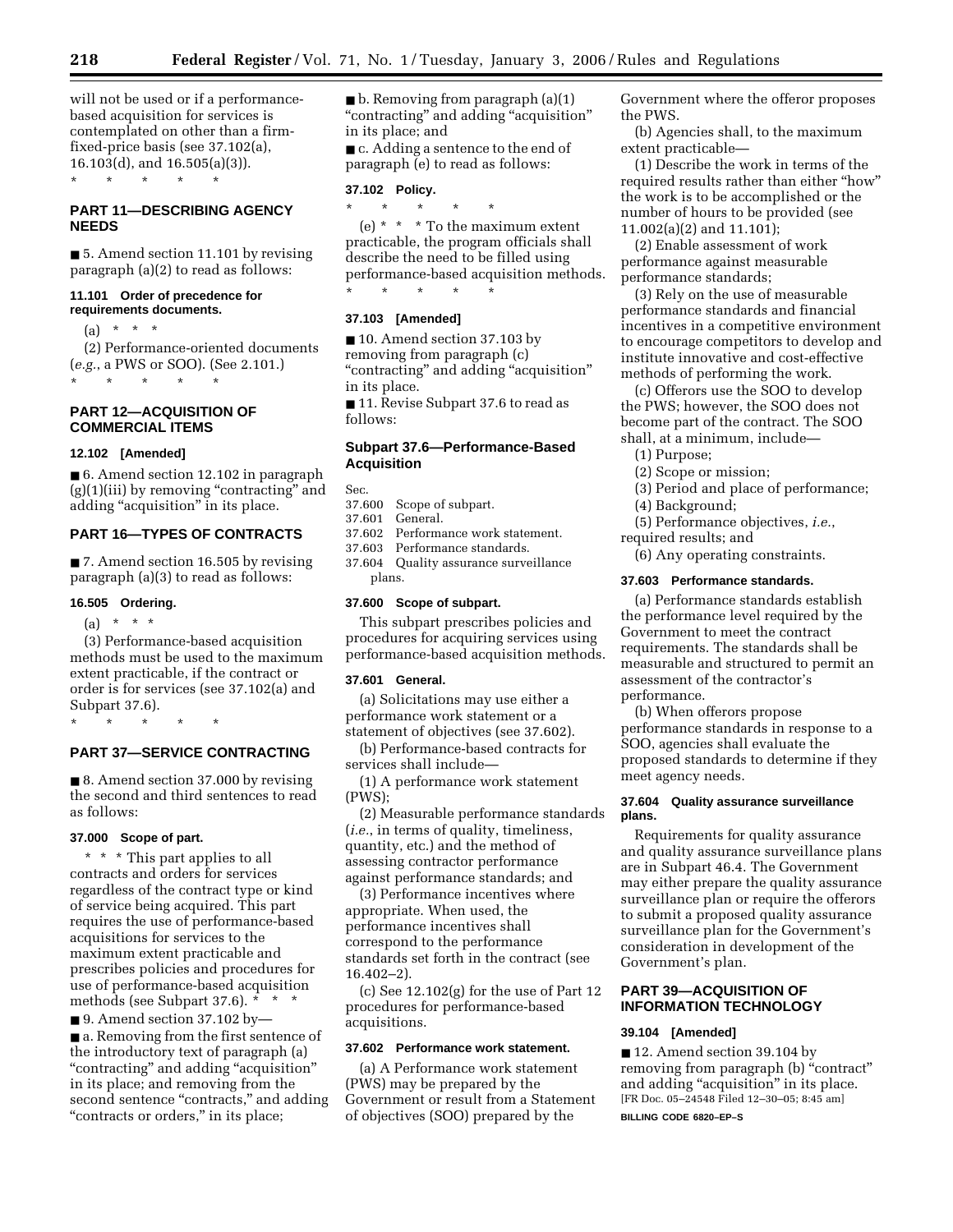will not be used or if a performance-based acquisition for services is contemplated on other than a firm-fixed-price basis (see 37.102(a), 16.103(d), and 16.505(a)(3)).

\* \* \* \* \*

## PART 11—DESCRIBING AGENCY NEEDS

■ 5. Amend section 11.101 by revising paragraph (a)(2) to read as follows:

### 11.101 Order of precedence for requirements documents.

(a) \* \* \*

(2) Performance-oriented documents (*e.g.*, a PWS or SOO). (See 2.101.)

\* \* \* \* \*

## PART 12—ACQUISITION OF COMMERCIAL ITEMS

### 12.102 [Amended]

■ 6. Amend section 12.102 in paragraph (g)(1)(iii) by removing "contracting" and adding "acquisition" in its place.

## PART 16—TYPES OF CONTRACTS

■ 7. Amend section 16.505 by revising paragraph (a)(3) to read as follows:

### 16.505 Ordering.

(a) \* \* \*

(3) Performance-based acquisition methods must be used to the maximum extent practicable, if the contract or order is for services (see 37.102(a) and Subpart 37.6).

\* \* \* \* \*

## PART 37—SERVICE CONTRACTING

■ 8. Amend section 37.000 by revising the second and third sentences to read as follows:

### 37.000 Scope of part.

\* \* \* This part applies to all contracts and orders for services regardless of the contract type or kind of service being acquired. This part requires the use of performance-based acquisitions for services to the maximum extent practicable and prescribes policies and procedures for use of performance-based acquisition methods (see Subpart 37.6). \* \* \*

■ 9. Amend section 37.102 by—

■ a. Removing from the first sentence of the introductory text of paragraph (a) "contracting" and adding "acquisition" in its place; and removing from the second sentence "contracts," and adding "contracts or orders," in its place;

■ b. Removing from paragraph (a)(1) "contracting" and adding "acquisition" in its place; and

■ c. Adding a sentence to the end of paragraph (e) to read as follows:

### 37.102 Policy.

\* \* \* \* \*

(e) \* \* \* To the maximum extent practicable, the program officials shall describe the need to be filled using performance-based acquisition methods.

\* \* \* \* \*

### 37.103 [Amended]

■ 10. Amend section 37.103 by removing from paragraph (c) "contracting" and adding "acquisition" in its place.

■ 11. Revise Subpart 37.6 to read as follows:

## Subpart 37.6—Performance-Based Acquisition

Sec.
37.600 Scope of subpart.
37.601 General.
37.602 Performance work statement.
37.603 Performance standards.
37.604 Quality assurance surveillance plans.

### 37.600 Scope of subpart.

This subpart prescribes policies and procedures for acquiring services using performance-based acquisition methods.

### 37.601 General.

(a) Solicitations may use either a performance work statement or a statement of objectives (see 37.602).

(b) Performance-based contracts for services shall include—

(1) A performance work statement (PWS);

(2) Measurable performance standards (*i.e.*, in terms of quality, timeliness, quantity, etc.) and the method of assessing contractor performance against performance standards; and

(3) Performance incentives where appropriate. When used, the performance incentives shall correspond to the performance standards set forth in the contract (see 16.402–2).

(c) See 12.102(g) for the use of Part 12 procedures for performance-based acquisitions.

### 37.602 Performance work statement.

(a) A Performance work statement (PWS) may be prepared by the Government or result from a Statement of objectives (SOO) prepared by the Government where the offeror proposes the PWS.

(b) Agencies shall, to the maximum extent practicable—

(1) Describe the work in terms of the required results rather than either "how" the work is to be accomplished or the number of hours to be provided (see 11.002(a)(2) and 11.101);

(2) Enable assessment of work performance against measurable performance standards;

(3) Rely on the use of measurable performance standards and financial incentives in a competitive environment to encourage competitors to develop and institute innovative and cost-effective methods of performing the work.

(c) Offerors use the SOO to develop the PWS; however, the SOO does not become part of the contract. The SOO shall, at a minimum, include—

(1) Purpose;

(2) Scope or mission;

(3) Period and place of performance;

(4) Background;

(5) Performance objectives, *i.e.*, required results; and

(6) Any operating constraints.

### 37.603 Performance standards.

(a) Performance standards establish the performance level required by the Government to meet the contract requirements. The standards shall be measurable and structured to permit an assessment of the contractor's performance.

(b) When offerors propose performance standards in response to a SOO, agencies shall evaluate the proposed standards to determine if they meet agency needs.

### 37.604 Quality assurance surveillance plans.

Requirements for quality assurance and quality assurance surveillance plans are in Subpart 46.4. The Government may either prepare the quality assurance surveillance plan or require the offerors to submit a proposed quality assurance surveillance plan for the Government's consideration in development of the Government's plan.

## PART 39—ACQUISITION OF INFORMATION TECHNOLOGY

### 39.104 [Amended]

■ 12. Amend section 39.104 by removing from paragraph (b) "contract" and adding "acquisition" in its place.

[FR Doc. 05–24548 Filed 12–30–05; 8:45 am]

**BILLING CODE 6820–EP–S**